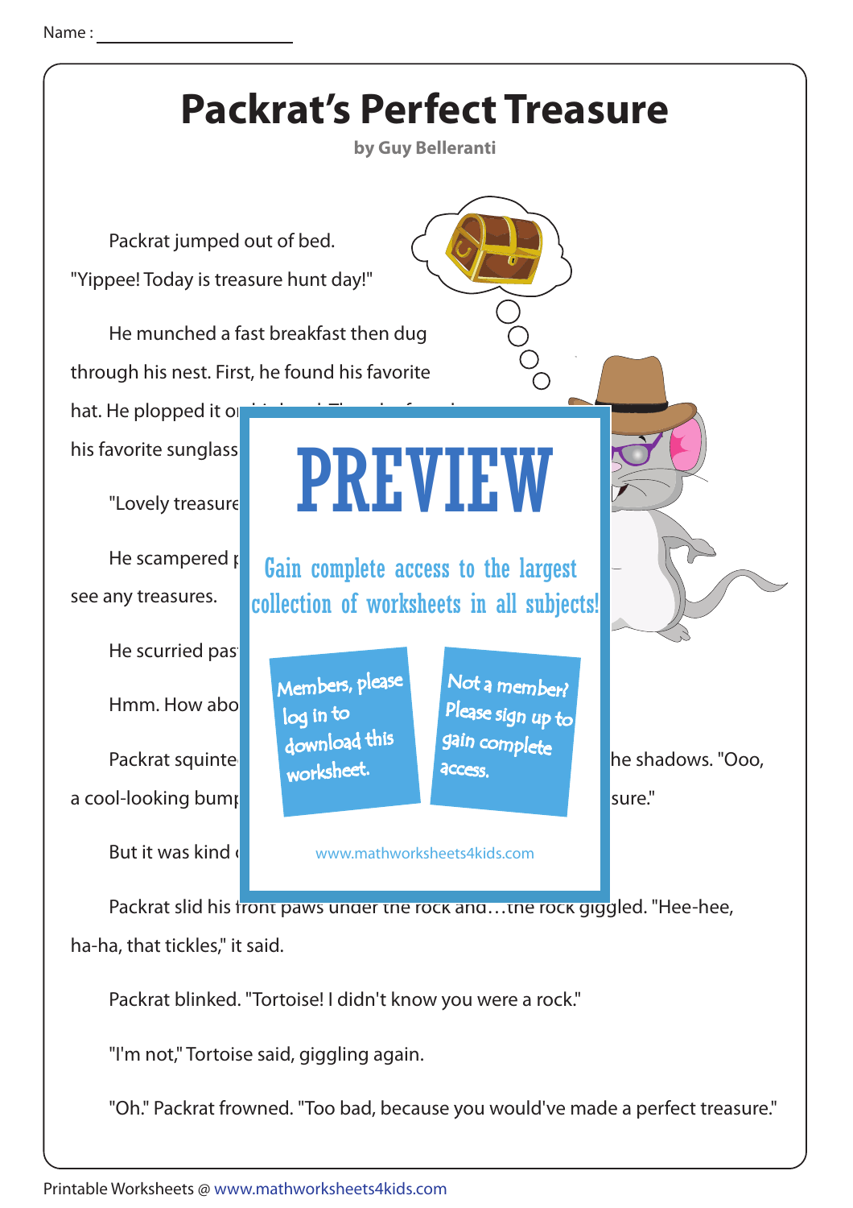Name :

# Packrat's Perfect Treasure

**by Guy Belleranti**

Packrat jumped out of bed. "Yippee! Today is treasure hunt day!"

He munched a fast breakfast then dug through his nest. First, he found his favorite hat. He plopped it o

his favorite sunglass

"Lovely treasure

He scampered

see any treasures.

He scurried pas

Hmm. How abo

Packrat squinte he shadows. "Ooo,

a cool-looking bum sure."

But it was kind

PREVIEW

Gain complete access to the largest collection of worksheets in all subjects!

Members, please log in to download this worksheet.

Not a member? Please sign up to gain complete access.

www.mathworksheets4kids.com

Packrat slid his front paws under the rock and…the rock giggled. "Hee-hee, ha-ha, that tickles," it said.

Packrat blinked. "Tortoise! I didn't know you were a rock."

"I'm not," Tortoise said, giggling again.

"Oh." Packrat frowned. "Too bad, because you would've made a perfect treasure."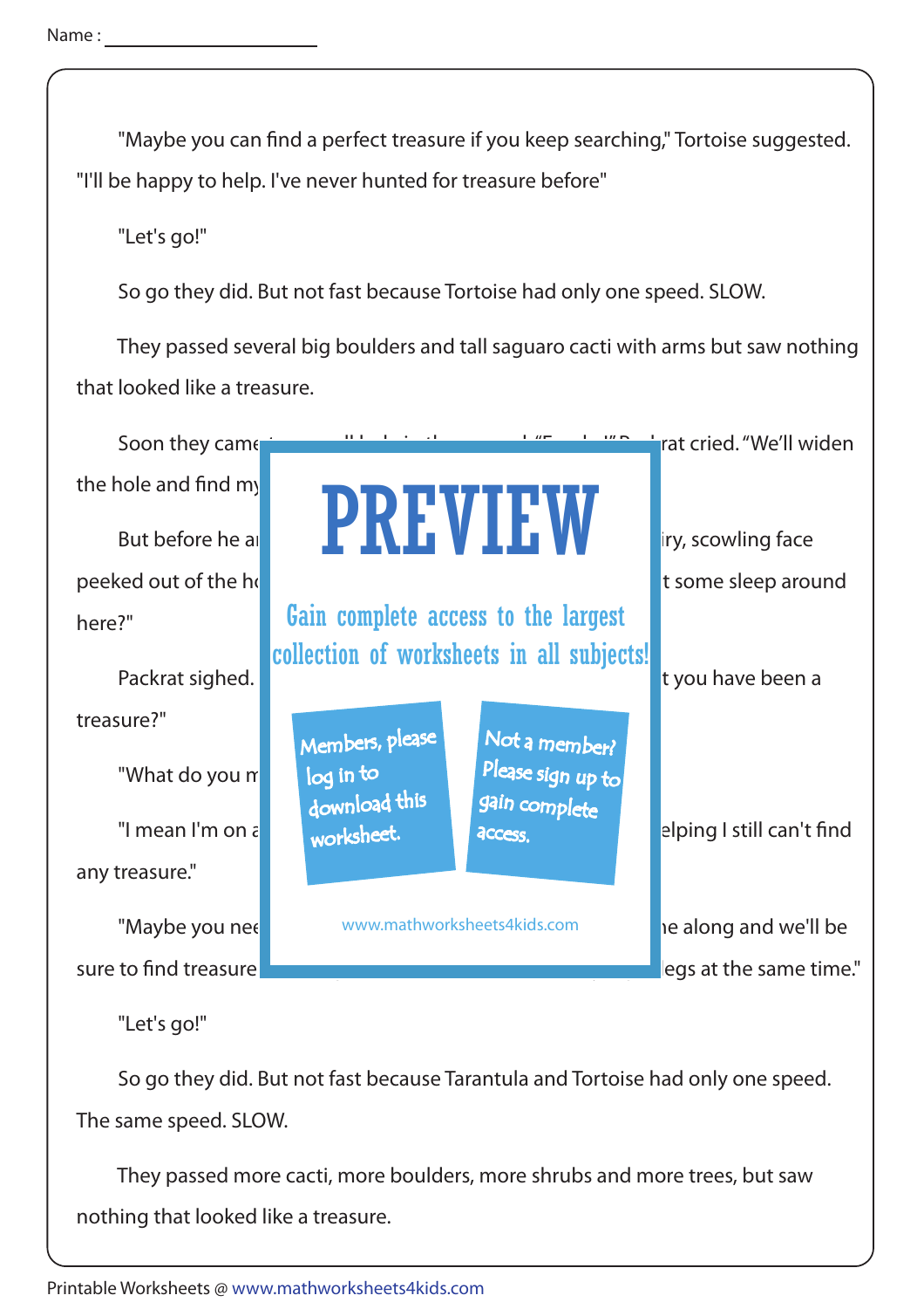Name : ____________________

"Maybe you can find a perfect treasure if you keep searching," Tortoise suggested. "I'll be happy to help. I've never hunted for treasure before"

"Let's go!"

So go they did. But not fast because Tortoise had only one speed. SLOW.

They passed several big boulders and tall saguaro cacti with arms but saw nothing that looked like a treasure.

Soon they came ... rat cried. "We'll widen the hole and find my

But before he a... iry, scowling face peeked out of the h... t some sleep around here?"

Packrat sighed. ... t you have been a treasure?"

"What do you m

"I mean I'm on a ... elping I still can't find any treasure."

"Maybe you nee ... e along and we'll be sure to find treasure ... legs at the same time."

"Let's go!"

So go they did. But not fast because Tarantula and Tortoise had only one speed. The same speed. SLOW.

They passed more cacti, more boulders, more shrubs and more trees, but saw nothing that looked like a treasure.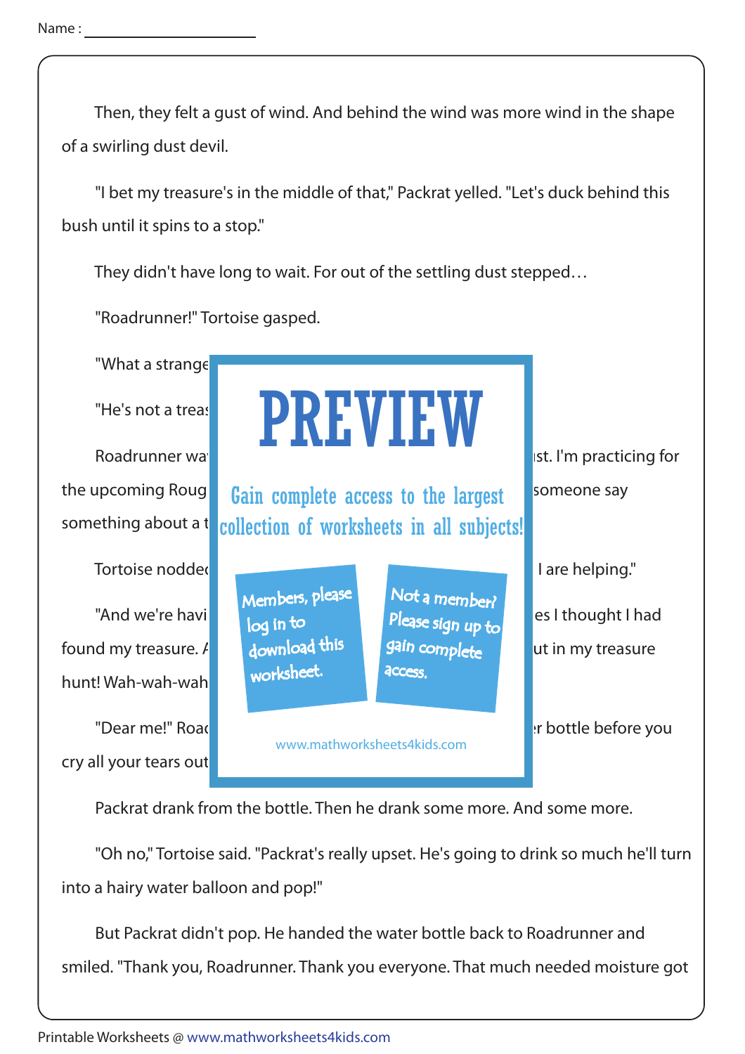Name :

Then, they felt a gust of wind. And behind the wind was more wind in the shape of a swirling dust devil.

"I bet my treasure's in the middle of that," Packrat yelled. "Let's duck behind this bush until it spins to a stop."

They didn't have long to wait. For out of the settling dust stepped…

"Roadrunner!" Tortoise gasped.

"What a strange

"He's not a treas

Roadrunner wa                                                                 ıst. I'm practicing for the upcoming Roug                                                                 someone say something about a t

Tortoise noddec                                                                 I are helping."

"And we're havi                                                                 es I thought I had found my treasure. A                                                                 ut in my treasure hunt! Wah-wah-wah

"Dear me!" Roac                                                                 r bottle before you cry all your tears out

PREVIEW

Gain complete access to the largest collection of worksheets in all subjects!

Members, please log in to download this worksheet.

Not a member? Please sign up to gain complete access.

www.mathworksheets4kids.com

Packrat drank from the bottle. Then he drank some more. And some more.

"Oh no," Tortoise said. "Packrat's really upset. He's going to drink so much he'll turn into a hairy water balloon and pop!"

But Packrat didn't pop. He handed the water bottle back to Roadrunner and smiled. "Thank you, Roadrunner. Thank you everyone. That much needed moisture got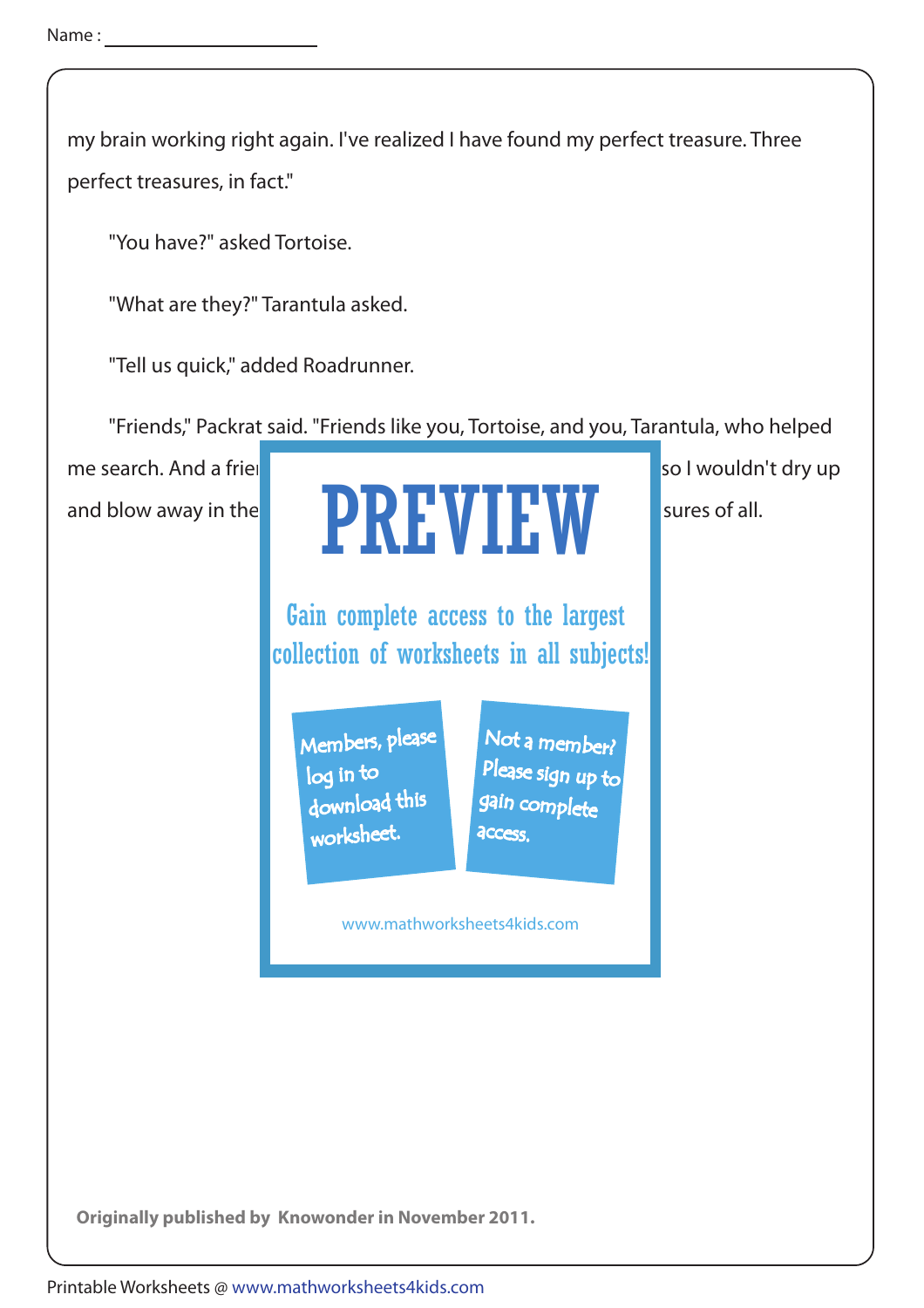my brain working right again. I've realized I have found my perfect treasure. Three perfect treasures, in fact."

"You have?" asked Tortoise.

"What are they?" Tarantula asked.

"Tell us quick," added Roadrunner.

"Friends," Packrat said. "Friends like you, Tortoise, and you, Tarantula, who helped me search. And a frie so I wouldn't dry up and blow away in the sures of all.

**Originally published by Knowonder in November 2011.**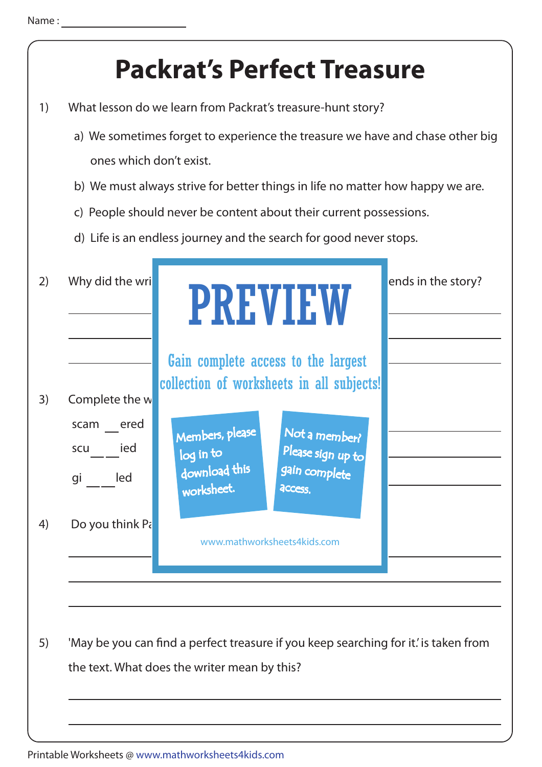Name : ____________________

# Packrat's Perfect Treasure

1) What lesson do we learn from Packrat's treasure-hunt story?

   a) We sometimes forget to experience the treasure we have and chase other big ones which don't exist.

   b) We must always strive for better things in life no matter how happy we are.

   c) People should never be content about their current possessions.

   d) Life is an endless journey and the search for good never stops.

2) Why did the wri ... ends in the story?

______________________________________________

______________________________________________

______________________________________________

3) Complete the w

scam __ ered

scu __ __ ied

gi __ __ led

4) Do you think Pa

______________________________________________

______________________________________________

______________________________________________

PREVIEW

Gain complete access to the largest collection of worksheets in all subjects!

Members, please log in to download this worksheet.

Not a member? Please sign up to gain complete access.

www.mathworksheets4kids.com

5) 'May be you can find a perfect treasure if you keep searching for it.' is taken from the text. What does the writer mean by this?

______________________________________________

______________________________________________

Printable Worksheets @ www.mathworksheets4kids.com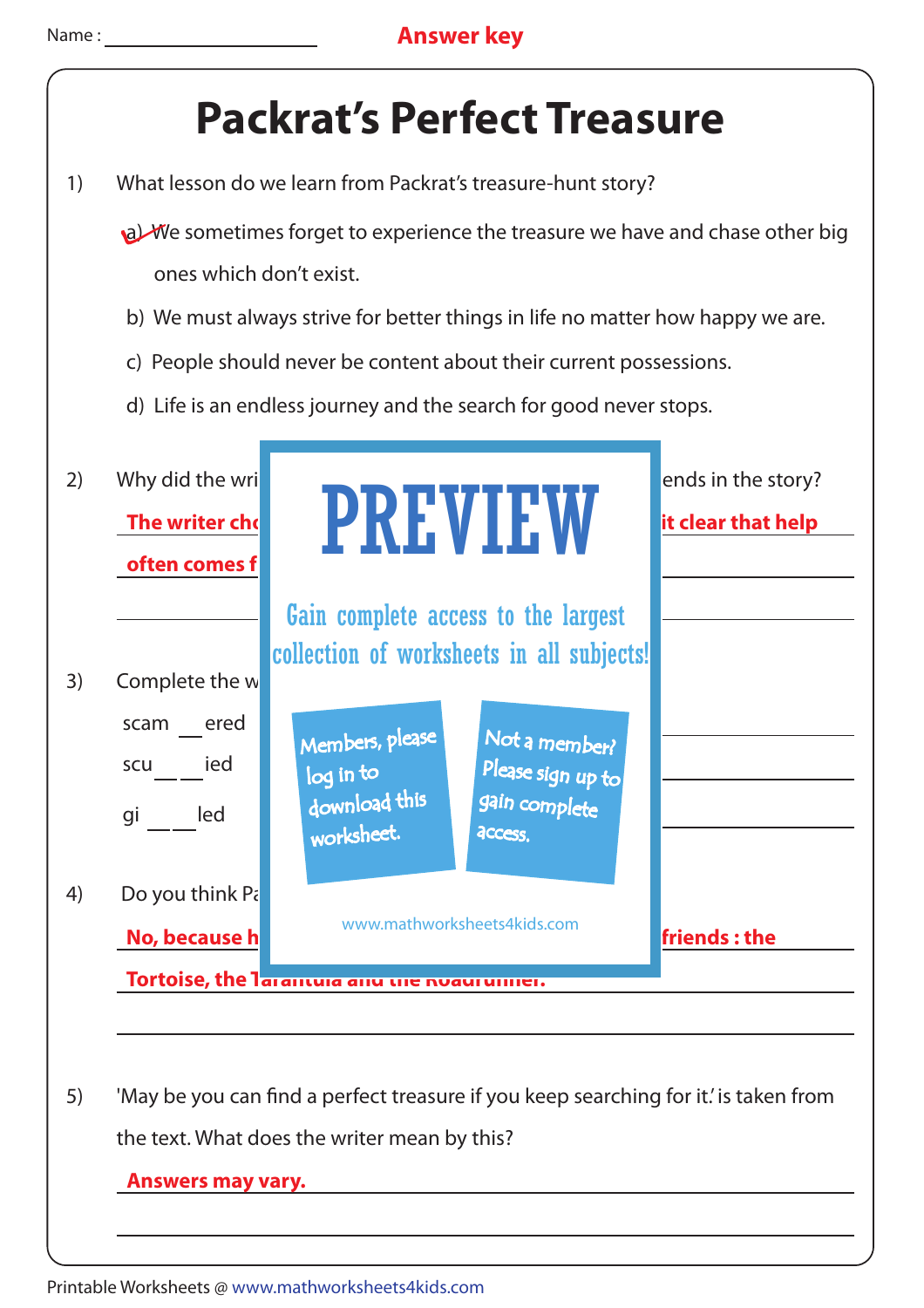Name : ____________________ **Answer key**

# Packrat's Perfect Treasure

1) What lesson do we learn from Packrat's treasure-hunt story?

   a) We sometimes forget to experience the treasure we have and chase other big ones which don't exist. ✓

   b) We must always strive for better things in life no matter how happy we are.

   c) People should never be content about their current possessions.

   d) Life is an endless journey and the search for good never stops.

2) Why did the wri ends in the story?

   **The writer ch it clear that help**

   **often comes f**

3) Complete the w

   scam __ ered

   scu __ __ ied

   gi __ __ led

4) Do you think P

   **No, because h friends : the**

   **Tortoise, the Tarantula and the Roadrunner.**

5) 'May be you can find a perfect treasure if you keep searching for it.' is taken from the text. What does the writer mean by this?

   **Answers may vary.**

PREVIEW

Gain complete access to the largest collection of worksheets in all subjects!

Members, please log in to download this worksheet.

Not a member? Please sign up to gain complete access.

www.mathworksheets4kids.com